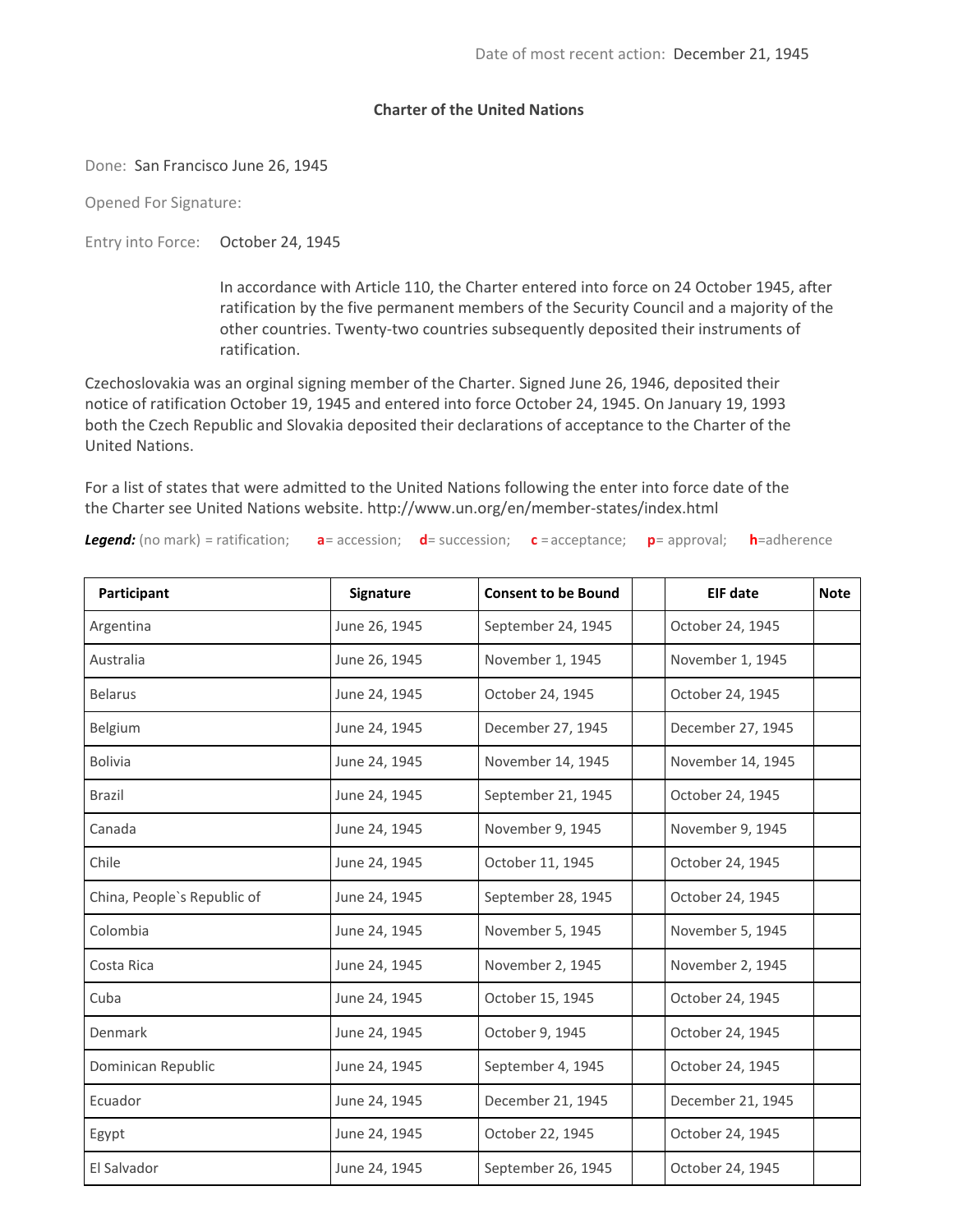Date of most recent action: December 21, 1945

# Charter of the United Nations

Done: San Francisco June 26, 1945

Opened For Signature:

Entry into Force: October 24, 1945

In accordance with Article 110, the Charter entered into force on 24 October 1945, after ratification by the five permanent members of the Security Council and a majority of the other countries. Twenty-two countries subsequently deposited their instruments of ratification.

Czechoslovakia was an orginal signing member of the Charter. Signed June 26, 1946, deposited their notice of ratification October 19, 1945 and entered into force October 24, 1945. On January 19, 1993 both the Czech Republic and Slovakia deposited their declarations of acceptance to the Charter of the United Nations.

For a list of states that were admitted to the United Nations following the enter into force date of the the Charter see United Nations website. http://www.un.org/en/member-states/index.html

***Legend:*** (no mark) = ratification; **a**= accession; **d**= succession; **c** =acceptance; **p**= approval; **h**=adherence

| Participant | Signature | Consent to be Bound | | EIF date | Note |
|---|---|---|---|---|---|
| Argentina | June 26, 1945 | September 24, 1945 | | October 24, 1945 | |
| Australia | June 26, 1945 | November 1, 1945 | | November 1, 1945 | |
| Belarus | June 24, 1945 | October 24, 1945 | | October 24, 1945 | |
| Belgium | June 24, 1945 | December 27, 1945 | | December 27, 1945 | |
| Bolivia | June 24, 1945 | November 14, 1945 | | November 14, 1945 | |
| Brazil | June 24, 1945 | September 21, 1945 | | October 24, 1945 | |
| Canada | June 24, 1945 | November 9, 1945 | | November 9, 1945 | |
| Chile | June 24, 1945 | October 11, 1945 | | October 24, 1945 | |
| China, People`s Republic of | June 24, 1945 | September 28, 1945 | | October 24, 1945 | |
| Colombia | June 24, 1945 | November 5, 1945 | | November 5, 1945 | |
| Costa Rica | June 24, 1945 | November 2, 1945 | | November 2, 1945 | |
| Cuba | June 24, 1945 | October 15, 1945 | | October 24, 1945 | |
| Denmark | June 24, 1945 | October 9, 1945 | | October 24, 1945 | |
| Dominican Republic | June 24, 1945 | September 4, 1945 | | October 24, 1945 | |
| Ecuador | June 24, 1945 | December 21, 1945 | | December 21, 1945 | |
| Egypt | June 24, 1945 | October 22, 1945 | | October 24, 1945 | |
| El Salvador | June 24, 1945 | September 26, 1945 | | October 24, 1945 | |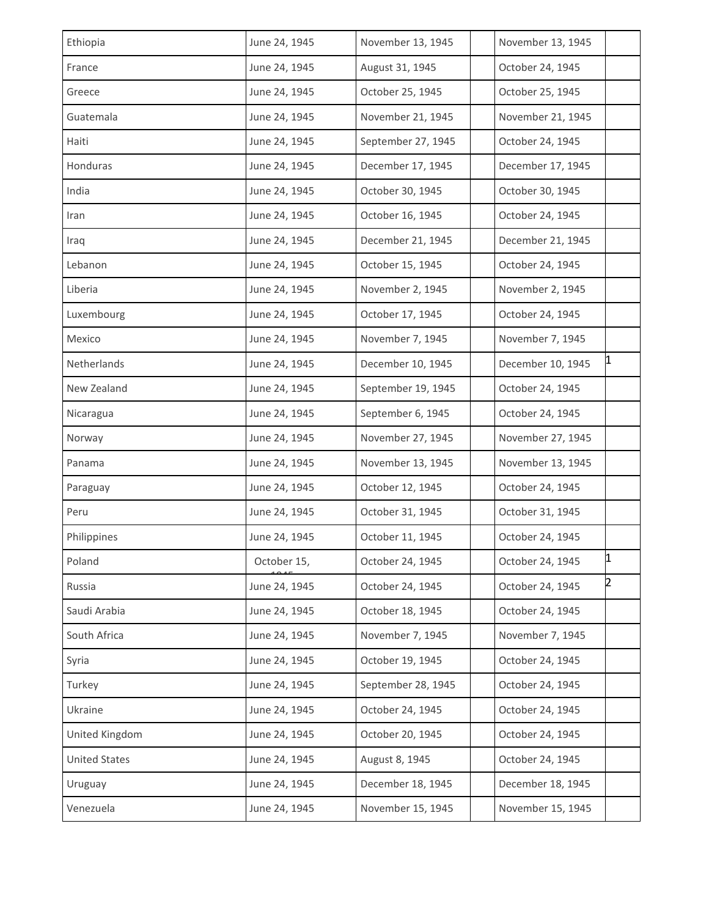| | | | | | |
|---|---|---|---|---|---|
| Ethiopia | June 24, 1945 | November 13, 1945 | | November 13, 1945 | |
| France | June 24, 1945 | August 31, 1945 | | October 24, 1945 | |
| Greece | June 24, 1945 | October 25, 1945 | | October 25, 1945 | |
| Guatemala | June 24, 1945 | November 21, 1945 | | November 21, 1945 | |
| Haiti | June 24, 1945 | September 27, 1945 | | October 24, 1945 | |
| Honduras | June 24, 1945 | December 17, 1945 | | December 17, 1945 | |
| India | June 24, 1945 | October 30, 1945 | | October 30, 1945 | |
| Iran | June 24, 1945 | October 16, 1945 | | October 24, 1945 | |
| Iraq | June 24, 1945 | December 21, 1945 | | December 21, 1945 | |
| Lebanon | June 24, 1945 | October 15, 1945 | | October 24, 1945 | |
| Liberia | June 24, 1945 | November 2, 1945 | | November 2, 1945 | |
| Luxembourg | June 24, 1945 | October 17, 1945 | | October 24, 1945 | |
| Mexico | June 24, 1945 | November 7, 1945 | | November 7, 1945 | |
| Netherlands | June 24, 1945 | December 10, 1945 | | December 10, 1945 | 1 |
| New Zealand | June 24, 1945 | September 19, 1945 | | October 24, 1945 | |
| Nicaragua | June 24, 1945 | September 6, 1945 | | October 24, 1945 | |
| Norway | June 24, 1945 | November 27, 1945 | | November 27, 1945 | |
| Panama | June 24, 1945 | November 13, 1945 | | November 13, 1945 | |
| Paraguay | June 24, 1945 | October 12, 1945 | | October 24, 1945 | |
| Peru | June 24, 1945 | October 31, 1945 | | October 31, 1945 | |
| Philippines | June 24, 1945 | October 11, 1945 | | October 24, 1945 | |
| Poland | October 15, 1945 | October 24, 1945 | | October 24, 1945 | 1 |
| Russia | June 24, 1945 | October 24, 1945 | | October 24, 1945 | 2 |
| Saudi Arabia | June 24, 1945 | October 18, 1945 | | October 24, 1945 | |
| South Africa | June 24, 1945 | November 7, 1945 | | November 7, 1945 | |
| Syria | June 24, 1945 | October 19, 1945 | | October 24, 1945 | |
| Turkey | June 24, 1945 | September 28, 1945 | | October 24, 1945 | |
| Ukraine | June 24, 1945 | October 24, 1945 | | October 24, 1945 | |
| United Kingdom | June 24, 1945 | October 20, 1945 | | October 24, 1945 | |
| United States | June 24, 1945 | August 8, 1945 | | October 24, 1945 | |
| Uruguay | June 24, 1945 | December 18, 1945 | | December 18, 1945 | |
| Venezuela | June 24, 1945 | November 15, 1945 | | November 15, 1945 | |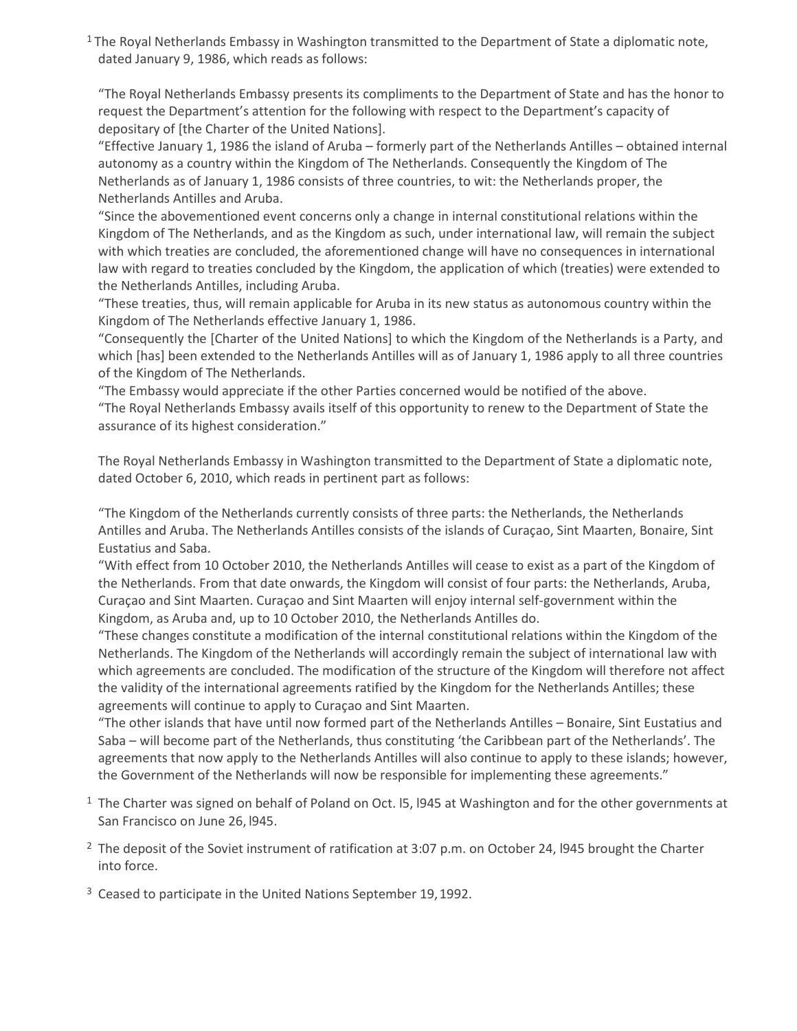[1] The Royal Netherlands Embassy in Washington transmitted to the Department of State a diplomatic note, dated January 9, 1986, which reads as follows:

"The Royal Netherlands Embassy presents its compliments to the Department of State and has the honor to request the Department's attention for the following with respect to the Department's capacity of depositary of [the Charter of the United Nations].

"Effective January 1, 1986 the island of Aruba – formerly part of the Netherlands Antilles – obtained internal autonomy as a country within the Kingdom of The Netherlands. Consequently the Kingdom of The Netherlands as of January 1, 1986 consists of three countries, to wit: the Netherlands proper, the Netherlands Antilles and Aruba.

"Since the abovementioned event concerns only a change in internal constitutional relations within the Kingdom of The Netherlands, and as the Kingdom as such, under international law, will remain the subject with which treaties are concluded, the aforementioned change will have no consequences in international law with regard to treaties concluded by the Kingdom, the application of which (treaties) were extended to the Netherlands Antilles, including Aruba.

"These treaties, thus, will remain applicable for Aruba in its new status as autonomous country within the Kingdom of The Netherlands effective January 1, 1986.

"Consequently the [Charter of the United Nations] to which the Kingdom of the Netherlands is a Party, and which [has] been extended to the Netherlands Antilles will as of January 1, 1986 apply to all three countries of the Kingdom of The Netherlands.

"The Embassy would appreciate if the other Parties concerned would be notified of the above.

"The Royal Netherlands Embassy avails itself of this opportunity to renew to the Department of State the assurance of its highest consideration."

The Royal Netherlands Embassy in Washington transmitted to the Department of State a diplomatic note, dated October 6, 2010, which reads in pertinent part as follows:

"The Kingdom of the Netherlands currently consists of three parts: the Netherlands, the Netherlands Antilles and Aruba. The Netherlands Antilles consists of the islands of Curaçao, Sint Maarten, Bonaire, Sint Eustatius and Saba.

"With effect from 10 October 2010, the Netherlands Antilles will cease to exist as a part of the Kingdom of the Netherlands. From that date onwards, the Kingdom will consist of four parts: the Netherlands, Aruba, Curaçao and Sint Maarten. Curaçao and Sint Maarten will enjoy internal self-government within the Kingdom, as Aruba and, up to 10 October 2010, the Netherlands Antilles do.

"These changes constitute a modification of the internal constitutional relations within the Kingdom of the Netherlands. The Kingdom of the Netherlands will accordingly remain the subject of international law with which agreements are concluded. The modification of the structure of the Kingdom will therefore not affect the validity of the international agreements ratified by the Kingdom for the Netherlands Antilles; these agreements will continue to apply to Curaçao and Sint Maarten.

"The other islands that have until now formed part of the Netherlands Antilles – Bonaire, Sint Eustatius and Saba – will become part of the Netherlands, thus constituting 'the Caribbean part of the Netherlands'. The agreements that now apply to the Netherlands Antilles will also continue to apply to these islands; however, the Government of the Netherlands will now be responsible for implementing these agreements."

[1] The Charter was signed on behalf of Poland on Oct. l5, l945 at Washington and for the other governments at San Francisco on June 26, l945.

[2] The deposit of the Soviet instrument of ratification at 3:07 p.m. on October 24, l945 brought the Charter into force.

[3] Ceased to participate in the United Nations September 19, 1992.